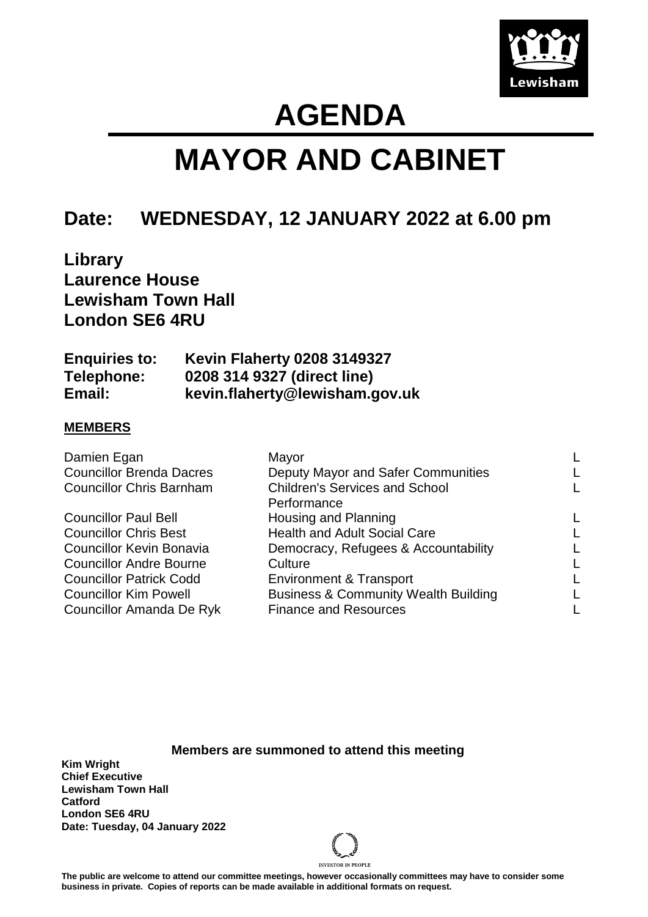# AGENDA

# MAYOR AND CABINET

## Date: WEDNESDAY, 12 JANUARY 2022 at 6.00 pm

**Library**
**Laurence House**
**Lewisham Town Hall**
**London SE6 4RU**

| | |
|---|---|
| **Enquiries to:** | **Kevin Flaherty 0208 3149327** |
| **Telephone:** | **0208 314 9327 (direct line)** |
| **Email:** | **kevin.flaherty@lewisham.gov.uk** |

**MEMBERS**

| | | |
|---|---|---|
| Damien Egan | Mayor | L |
| Councillor Brenda Dacres | Deputy Mayor and Safer Communities | L |
| Councillor Chris Barnham | Children's Services and School Performance | L |
| Councillor Paul Bell | Housing and Planning | L |
| Councillor Chris Best | Health and Adult Social Care | L |
| Councillor Kevin Bonavia | Democracy, Refugees & Accountability | L |
| Councillor Andre Bourne | Culture | L |
| Councillor Patrick Codd | Environment & Transport | L |
| Councillor Kim Powell | Business & Community Wealth Building | L |
| Councillor Amanda De Ryk | Finance and Resources | L |

**Members are summoned to attend this meeting**

**Kim Wright**
**Chief Executive**
**Lewisham Town Hall**
**Catford**
**London SE6 4RU**
**Date: Tuesday, 04 January 2022**

**The public are welcome to attend our committee meetings, however occasionally committees may have to consider some business in private. Copies of reports can be made available in additional formats on request.**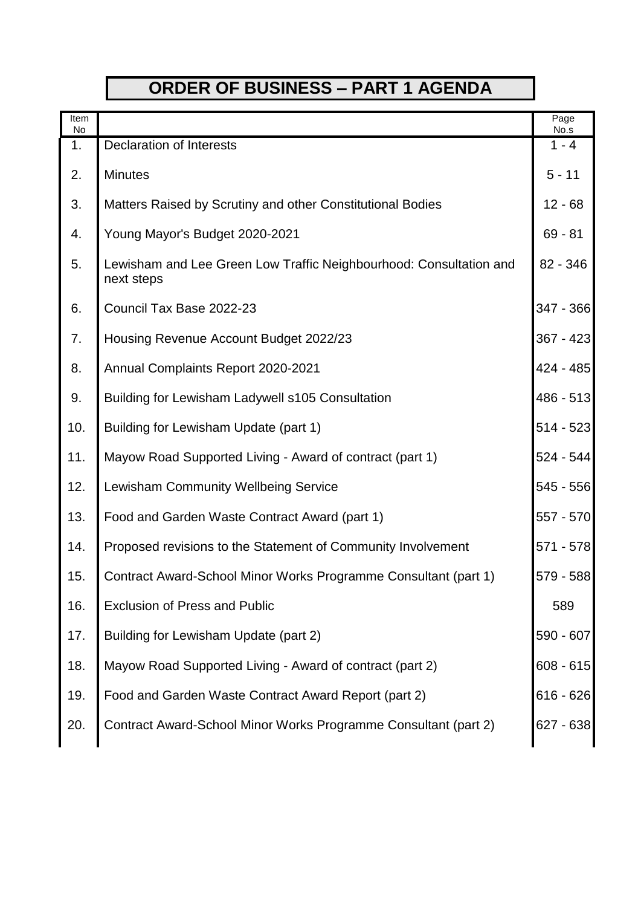# ORDER OF BUSINESS – PART 1 AGENDA

| Item No | | Page No.s |
|---|---|---|
| 1. | Declaration of Interests | 1 - 4 |
| 2. | Minutes | 5 - 11 |
| 3. | Matters Raised by Scrutiny and other Constitutional Bodies | 12 - 68 |
| 4. | Young Mayor's Budget 2020-2021 | 69 - 81 |
| 5. | Lewisham and Lee Green Low Traffic Neighbourhood: Consultation and next steps | 82 - 346 |
| 6. | Council Tax Base 2022-23 | 347 - 366 |
| 7. | Housing Revenue Account Budget 2022/23 | 367 - 423 |
| 8. | Annual Complaints Report 2020-2021 | 424 - 485 |
| 9. | Building for Lewisham Ladywell s105 Consultation | 486 - 513 |
| 10. | Building for Lewisham Update (part 1) | 514 - 523 |
| 11. | Mayow Road Supported Living - Award of contract (part 1) | 524 - 544 |
| 12. | Lewisham Community Wellbeing Service | 545 - 556 |
| 13. | Food and Garden Waste Contract Award (part 1) | 557 - 570 |
| 14. | Proposed revisions to the Statement of Community Involvement | 571 - 578 |
| 15. | Contract Award-School Minor Works Programme Consultant (part 1) | 579 - 588 |
| 16. | Exclusion of Press and Public | 589 |
| 17. | Building for Lewisham Update (part 2) | 590 - 607 |
| 18. | Mayow Road Supported Living - Award of contract (part 2) | 608 - 615 |
| 19. | Food and Garden Waste Contract Award Report (part 2) | 616 - 626 |
| 20. | Contract Award-School Minor Works Programme Consultant (part 2) | 627 - 638 |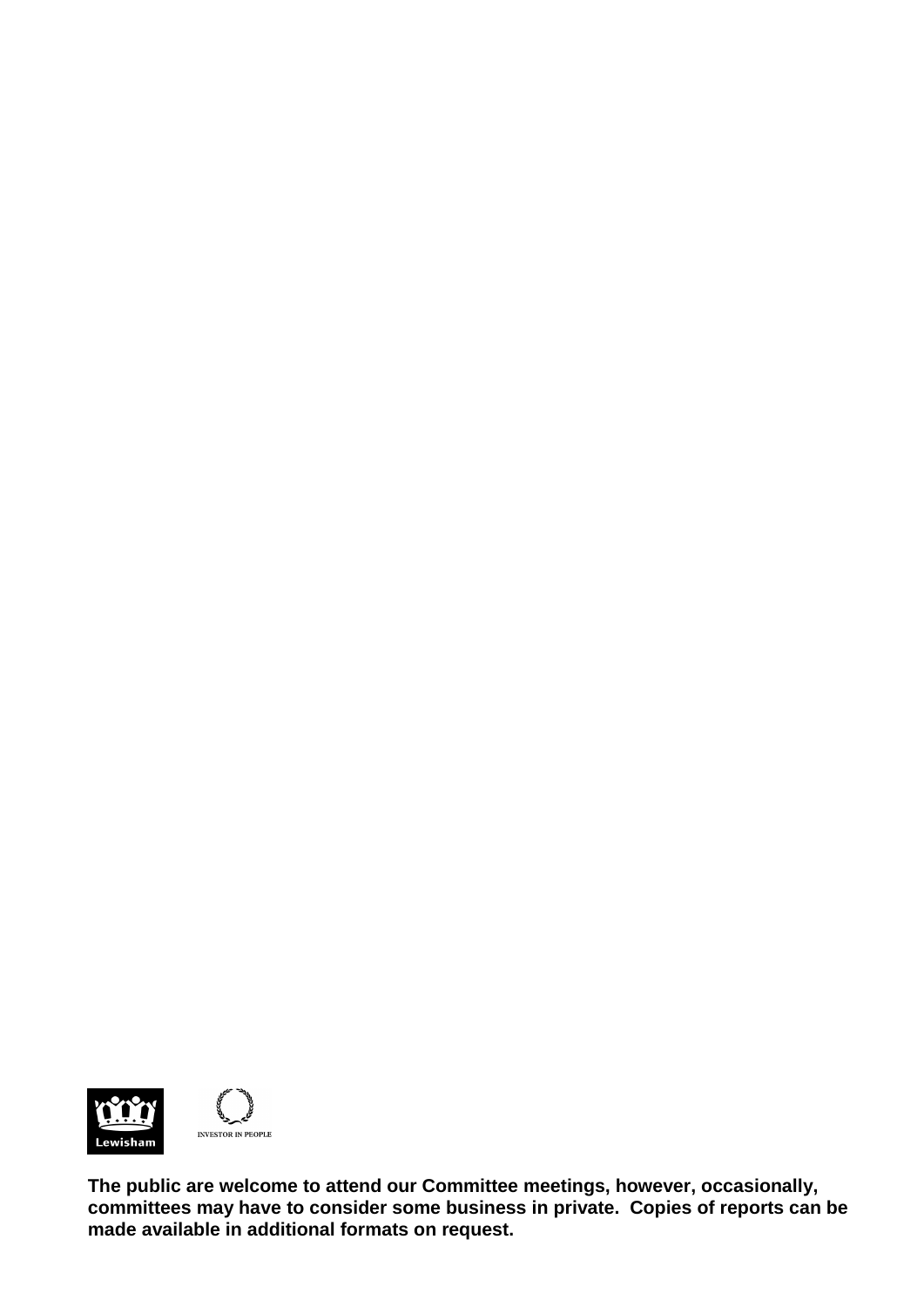**The public are welcome to attend our Committee meetings, however, occasionally, committees may have to consider some business in private. Copies of reports can be made available in additional formats on request.**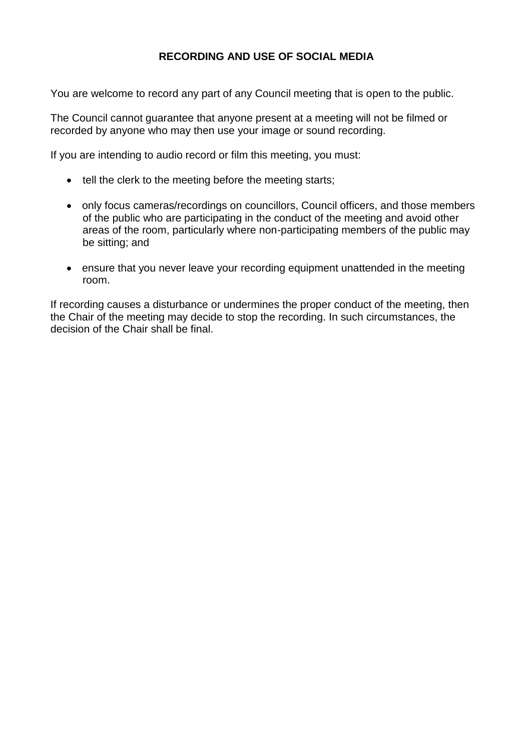## RECORDING AND USE OF SOCIAL MEDIA

You are welcome to record any part of any Council meeting that is open to the public.

The Council cannot guarantee that anyone present at a meeting will not be filmed or recorded by anyone who may then use your image or sound recording.

If you are intending to audio record or film this meeting, you must:

- tell the clerk to the meeting before the meeting starts;
- only focus cameras/recordings on councillors, Council officers, and those members of the public who are participating in the conduct of the meeting and avoid other areas of the room, particularly where non-participating members of the public may be sitting; and
- ensure that you never leave your recording equipment unattended in the meeting room.

If recording causes a disturbance or undermines the proper conduct of the meeting, then the Chair of the meeting may decide to stop the recording. In such circumstances, the decision of the Chair shall be final.